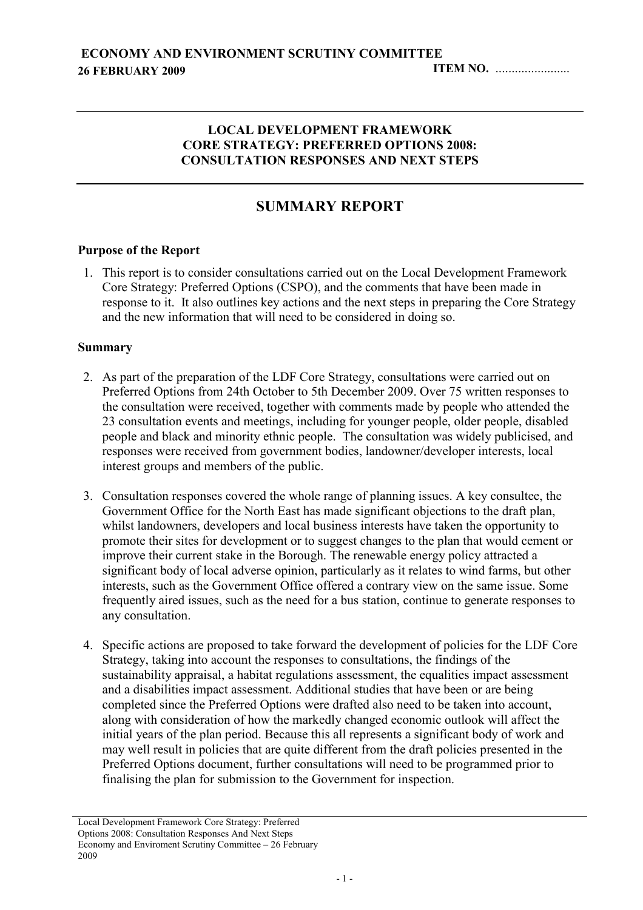**ECONOMY AND ENVIRONMENT SCRUTINY COMMITTEE**
**26 FEBRUARY 2009** **ITEM NO.** .......................

---

**LOCAL DEVELOPMENT FRAMEWORK**
**CORE STRATEGY: PREFERRED OPTIONS 2008:**
**CONSULTATION RESPONSES AND NEXT STEPS**

---

# SUMMARY REPORT

**Purpose of the Report**

1. This report is to consider consultations carried out on the Local Development Framework Core Strategy: Preferred Options (CSPO), and the comments that have been made in response to it. It also outlines key actions and the next steps in preparing the Core Strategy and the new information that will need to be considered in doing so.

**Summary**

2. As part of the preparation of the LDF Core Strategy, consultations were carried out on Preferred Options from 24th October to 5th December 2009. Over 75 written responses to the consultation were received, together with comments made by people who attended the 23 consultation events and meetings, including for younger people, older people, disabled people and black and minority ethnic people. The consultation was widely publicised, and responses were received from government bodies, landowner/developer interests, local interest groups and members of the public.

3. Consultation responses covered the whole range of planning issues. A key consultee, the Government Office for the North East has made significant objections to the draft plan, whilst landowners, developers and local business interests have taken the opportunity to promote their sites for development or to suggest changes to the plan that would cement or improve their current stake in the Borough. The renewable energy policy attracted a significant body of local adverse opinion, particularly as it relates to wind farms, but other interests, such as the Government Office offered a contrary view on the same issue. Some frequently aired issues, such as the need for a bus station, continue to generate responses to any consultation.

4. Specific actions are proposed to take forward the development of policies for the LDF Core Strategy, taking into account the responses to consultations, the findings of the sustainability appraisal, a habitat regulations assessment, the equalities impact assessment and a disabilities impact assessment. Additional studies that have been or are being completed since the Preferred Options were drafted also need to be taken into account, along with consideration of how the markedly changed economic outlook will affect the initial years of the plan period. Because this all represents a significant body of work and may well result in policies that are quite different from the draft policies presented in the Preferred Options document, further consultations will need to be programmed prior to finalising the plan for submission to the Government for inspection.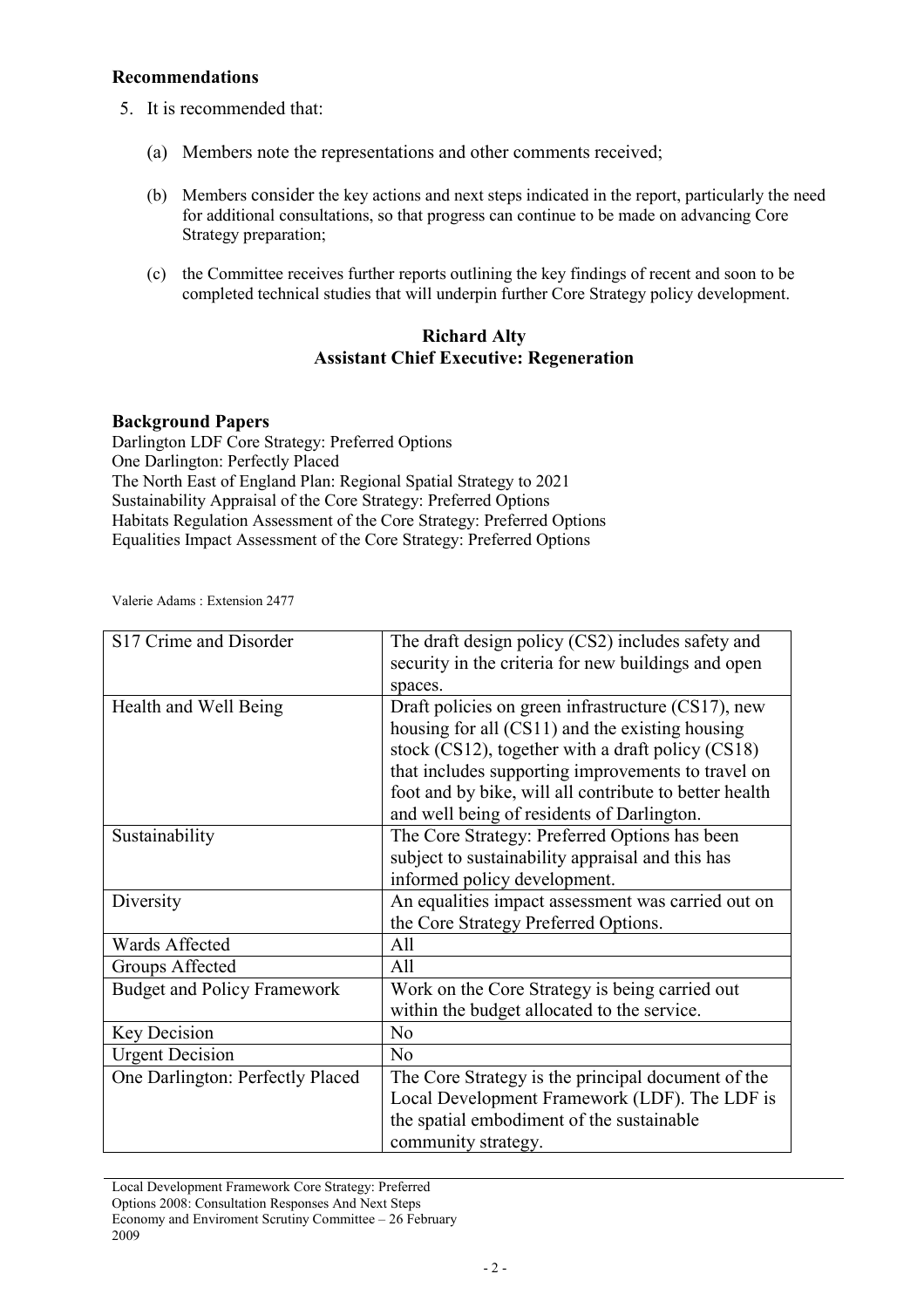## Recommendations

5. It is recommended that:

    (a) Members note the representations and other comments received;

    (b) Members consider the key actions and next steps indicated in the report, particularly the need for additional consultations, so that progress can continue to be made on advancing Core Strategy preparation;

    (c) the Committee receives further reports outlining the key findings of recent and soon to be completed technical studies that will underpin further Core Strategy policy development.

**Richard Alty**
**Assistant Chief Executive: Regeneration**

**Background Papers**

Darlington LDF Core Strategy: Preferred Options
One Darlington: Perfectly Placed
The North East of England Plan: Regional Spatial Strategy to 2021
Sustainability Appraisal of the Core Strategy: Preferred Options
Habitats Regulation Assessment of the Core Strategy: Preferred Options
Equalities Impact Assessment of the Core Strategy: Preferred Options

Valerie Adams : Extension 2477

| | |
|---|---|
| S17 Crime and Disorder | The draft design policy (CS2) includes safety and security in the criteria for new buildings and open spaces. |
| Health and Well Being | Draft policies on green infrastructure (CS17), new housing for all (CS11) and the existing housing stock (CS12), together with a draft policy (CS18) that includes supporting improvements to travel on foot and by bike, will all contribute to better health and well being of residents of Darlington. |
| Sustainability | The Core Strategy: Preferred Options has been subject to sustainability appraisal and this has informed policy development. |
| Diversity | An equalities impact assessment was carried out on the Core Strategy Preferred Options. |
| Wards Affected | All |
| Groups Affected | All |
| Budget and Policy Framework | Work on the Core Strategy is being carried out within the budget allocated to the service. |
| Key Decision | No |
| Urgent Decision | No |
| One Darlington: Perfectly Placed | The Core Strategy is the principal document of the Local Development Framework (LDF). The LDF is the spatial embodiment of the sustainable community strategy. |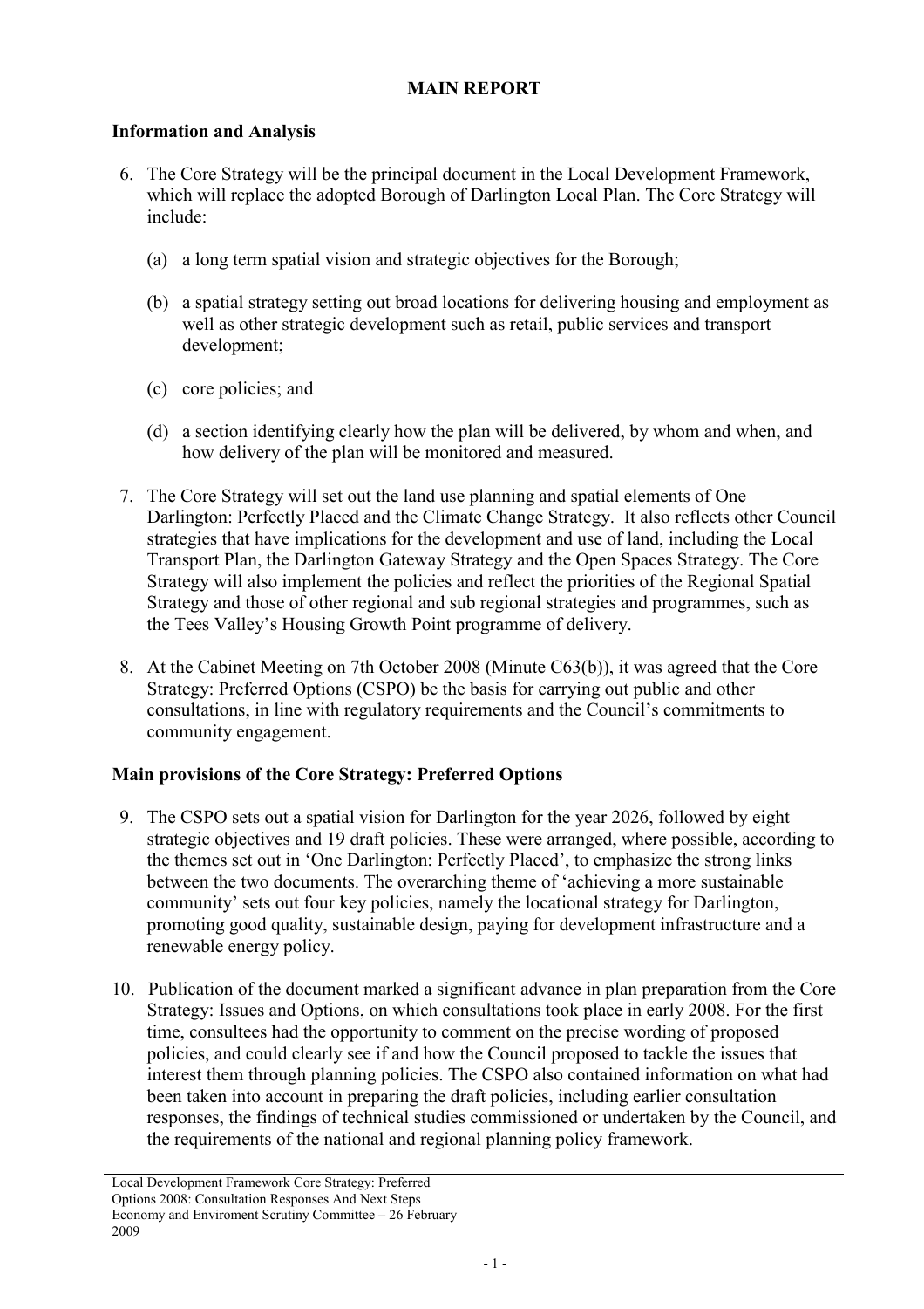## MAIN REPORT

### Information and Analysis

6. The Core Strategy will be the principal document in the Local Development Framework, which will replace the adopted Borough of Darlington Local Plan. The Core Strategy will include:

   (a) a long term spatial vision and strategic objectives for the Borough;

   (b) a spatial strategy setting out broad locations for delivering housing and employment as well as other strategic development such as retail, public services and transport development;

   (c) core policies; and

   (d) a section identifying clearly how the plan will be delivered, by whom and when, and how delivery of the plan will be monitored and measured.

7. The Core Strategy will set out the land use planning and spatial elements of One Darlington: Perfectly Placed and the Climate Change Strategy. It also reflects other Council strategies that have implications for the development and use of land, including the Local Transport Plan, the Darlington Gateway Strategy and the Open Spaces Strategy. The Core Strategy will also implement the policies and reflect the priorities of the Regional Spatial Strategy and those of other regional and sub regional strategies and programmes, such as the Tees Valley's Housing Growth Point programme of delivery.

8. At the Cabinet Meeting on 7th October 2008 (Minute C63(b)), it was agreed that the Core Strategy: Preferred Options (CSPO) be the basis for carrying out public and other consultations, in line with regulatory requirements and the Council's commitments to community engagement.

### Main provisions of the Core Strategy: Preferred Options

9. The CSPO sets out a spatial vision for Darlington for the year 2026, followed by eight strategic objectives and 19 draft policies. These were arranged, where possible, according to the themes set out in 'One Darlington: Perfectly Placed', to emphasize the strong links between the two documents. The overarching theme of 'achieving a more sustainable community' sets out four key policies, namely the locational strategy for Darlington, promoting good quality, sustainable design, paying for development infrastructure and a renewable energy policy.

10. Publication of the document marked a significant advance in plan preparation from the Core Strategy: Issues and Options, on which consultations took place in early 2008. For the first time, consultees had the opportunity to comment on the precise wording of proposed policies, and could clearly see if and how the Council proposed to tackle the issues that interest them through planning policies. The CSPO also contained information on what had been taken into account in preparing the draft policies, including earlier consultation responses, the findings of technical studies commissioned or undertaken by the Council, and the requirements of the national and regional planning policy framework.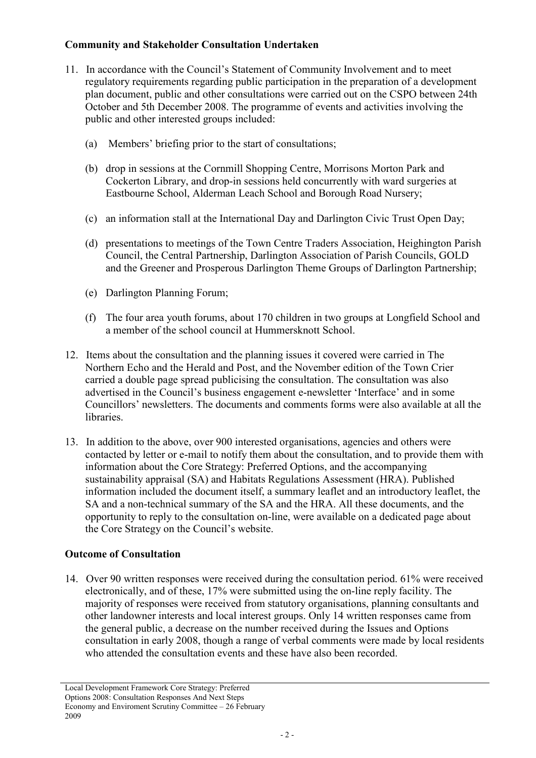**Community and Stakeholder Consultation Undertaken**

11. In accordance with the Council's Statement of Community Involvement and to meet regulatory requirements regarding public participation in the preparation of a development plan document, public and other consultations were carried out on the CSPO between 24th October and 5th December 2008. The programme of events and activities involving the public and other interested groups included:

    (a) Members' briefing prior to the start of consultations;

    (b) drop in sessions at the Cornmill Shopping Centre, Morrisons Morton Park and Cockerton Library, and drop-in sessions held concurrently with ward surgeries at Eastbourne School, Alderman Leach School and Borough Road Nursery;

    (c) an information stall at the International Day and Darlington Civic Trust Open Day;

    (d) presentations to meetings of the Town Centre Traders Association, Heighington Parish Council, the Central Partnership, Darlington Association of Parish Councils, GOLD and the Greener and Prosperous Darlington Theme Groups of Darlington Partnership;

    (e) Darlington Planning Forum;

    (f) The four area youth forums, about 170 children in two groups at Longfield School and a member of the school council at Hummersknott School.

12. Items about the consultation and the planning issues it covered were carried in The Northern Echo and the Herald and Post, and the November edition of the Town Crier carried a double page spread publicising the consultation. The consultation was also advertised in the Council's business engagement e-newsletter 'Interface' and in some Councillors' newsletters. The documents and comments forms were also available at all the libraries.

13. In addition to the above, over 900 interested organisations, agencies and others were contacted by letter or e-mail to notify them about the consultation, and to provide them with information about the Core Strategy: Preferred Options, and the accompanying sustainability appraisal (SA) and Habitats Regulations Assessment (HRA). Published information included the document itself, a summary leaflet and an introductory leaflet, the SA and a non-technical summary of the SA and the HRA. All these documents, and the opportunity to reply to the consultation on-line, were available on a dedicated page about the Core Strategy on the Council's website.

**Outcome of Consultation**

14. Over 90 written responses were received during the consultation period. 61% were received electronically, and of these, 17% were submitted using the on-line reply facility. The majority of responses were received from statutory organisations, planning consultants and other landowner interests and local interest groups. Only 14 written responses came from the general public, a decrease on the number received during the Issues and Options consultation in early 2008, though a range of verbal comments were made by local residents who attended the consultation events and these have also been recorded.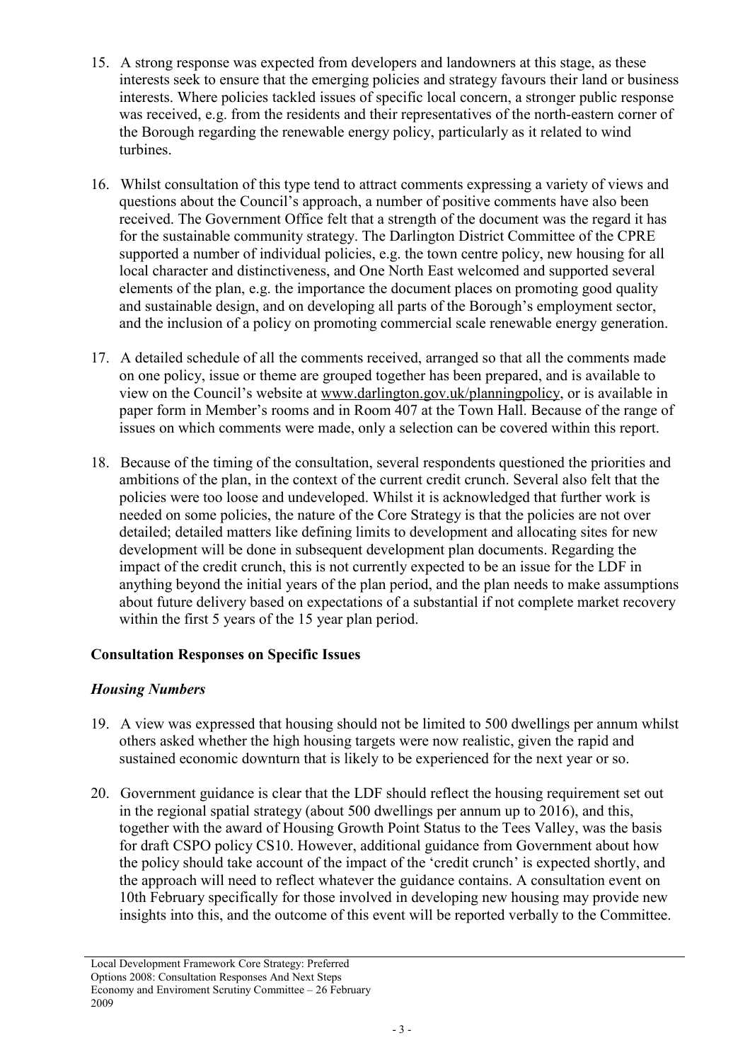15. A strong response was expected from developers and landowners at this stage, as these interests seek to ensure that the emerging policies and strategy favours their land or business interests. Where policies tackled issues of specific local concern, a stronger public response was received, e.g. from the residents and their representatives of the north-eastern corner of the Borough regarding the renewable energy policy, particularly as it related to wind turbines.

16. Whilst consultation of this type tend to attract comments expressing a variety of views and questions about the Council's approach, a number of positive comments have also been received. The Government Office felt that a strength of the document was the regard it has for the sustainable community strategy. The Darlington District Committee of the CPRE supported a number of individual policies, e.g. the town centre policy, new housing for all local character and distinctiveness, and One North East welcomed and supported several elements of the plan, e.g. the importance the document places on promoting good quality and sustainable design, and on developing all parts of the Borough's employment sector, and the inclusion of a policy on promoting commercial scale renewable energy generation.

17. A detailed schedule of all the comments received, arranged so that all the comments made on one policy, issue or theme are grouped together has been prepared, and is available to view on the Council's website at www.darlington.gov.uk/planningpolicy, or is available in paper form in Member's rooms and in Room 407 at the Town Hall. Because of the range of issues on which comments were made, only a selection can be covered within this report.

18. Because of the timing of the consultation, several respondents questioned the priorities and ambitions of the plan, in the context of the current credit crunch. Several also felt that the policies were too loose and undeveloped. Whilst it is acknowledged that further work is needed on some policies, the nature of the Core Strategy is that the policies are not over detailed; detailed matters like defining limits to development and allocating sites for new development will be done in subsequent development plan documents. Regarding the impact of the credit crunch, this is not currently expected to be an issue for the LDF in anything beyond the initial years of the plan period, and the plan needs to make assumptions about future delivery based on expectations of a substantial if not complete market recovery within the first 5 years of the 15 year plan period.

**Consultation Responses on Specific Issues**

***Housing Numbers***

19. A view was expressed that housing should not be limited to 500 dwellings per annum whilst others asked whether the high housing targets were now realistic, given the rapid and sustained economic downturn that is likely to be experienced for the next year or so.

20. Government guidance is clear that the LDF should reflect the housing requirement set out in the regional spatial strategy (about 500 dwellings per annum up to 2016), and this, together with the award of Housing Growth Point Status to the Tees Valley, was the basis for draft CSPO policy CS10. However, additional guidance from Government about how the policy should take account of the impact of the 'credit crunch' is expected shortly, and the approach will need to reflect whatever the guidance contains. A consultation event on 10th February specifically for those involved in developing new housing may provide new insights into this, and the outcome of this event will be reported verbally to the Committee.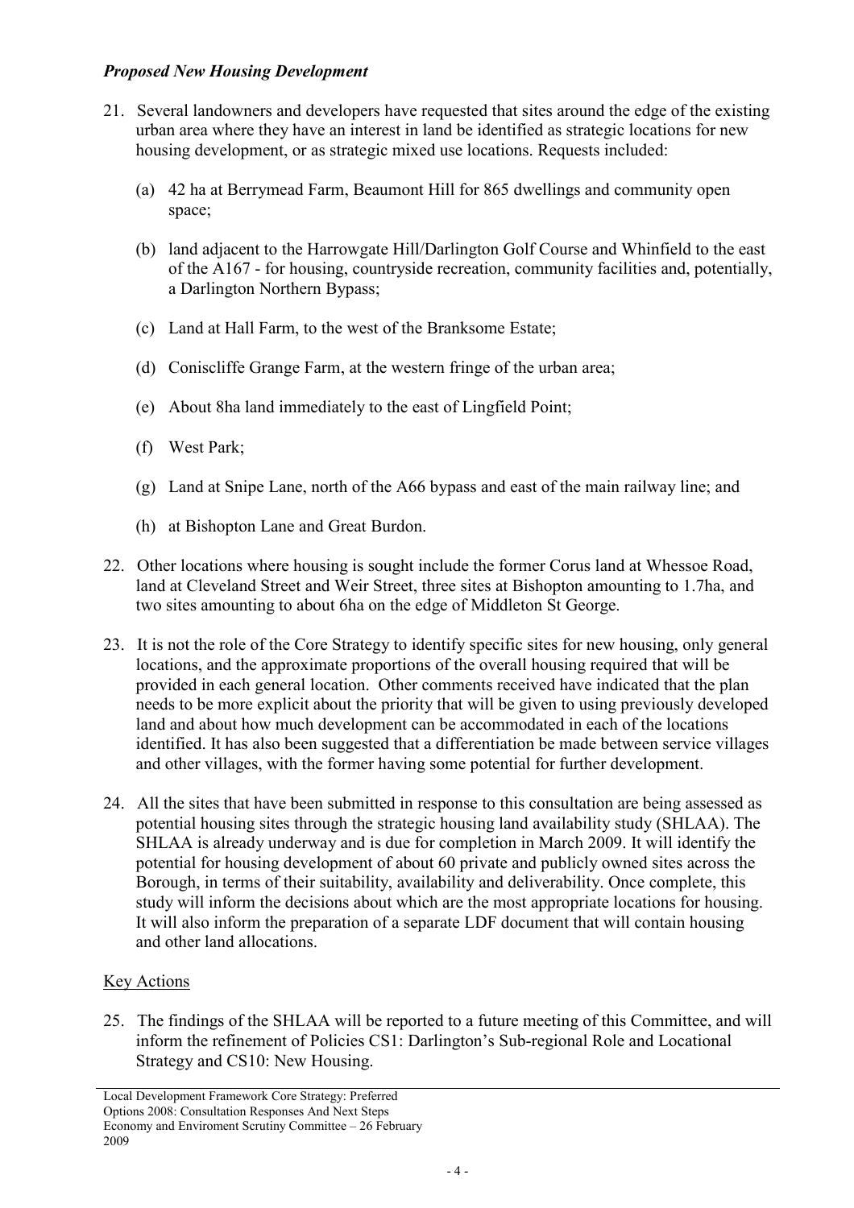### *Proposed New Housing Development*

21. Several landowners and developers have requested that sites around the edge of the existing urban area where they have an interest in land be identified as strategic locations for new housing development, or as strategic mixed use locations. Requests included:

    (a) 42 ha at Berrymead Farm, Beaumont Hill for 865 dwellings and community open space;

    (b) land adjacent to the Harrowgate Hill/Darlington Golf Course and Whinfield to the east of the A167 - for housing, countryside recreation, community facilities and, potentially, a Darlington Northern Bypass;

    (c) Land at Hall Farm, to the west of the Branksome Estate;

    (d) Coniscliffe Grange Farm, at the western fringe of the urban area;

    (e) About 8ha land immediately to the east of Lingfield Point;

    (f) West Park;

    (g) Land at Snipe Lane, north of the A66 bypass and east of the main railway line; and

    (h) at Bishopton Lane and Great Burdon.

22. Other locations where housing is sought include the former Corus land at Whessoe Road, land at Cleveland Street and Weir Street, three sites at Bishopton amounting to 1.7ha, and two sites amounting to about 6ha on the edge of Middleton St George.

23. It is not the role of the Core Strategy to identify specific sites for new housing, only general locations, and the approximate proportions of the overall housing required that will be provided in each general location. Other comments received have indicated that the plan needs to be more explicit about the priority that will be given to using previously developed land and about how much development can be accommodated in each of the locations identified. It has also been suggested that a differentiation be made between service villages and other villages, with the former having some potential for further development.

24. All the sites that have been submitted in response to this consultation are being assessed as potential housing sites through the strategic housing land availability study (SHLAA). The SHLAA is already underway and is due for completion in March 2009. It will identify the potential for housing development of about 60 private and publicly owned sites across the Borough, in terms of their suitability, availability and deliverability. Once complete, this study will inform the decisions about which are the most appropriate locations for housing. It will also inform the preparation of a separate LDF document that will contain housing and other land allocations.

Key Actions

25. The findings of the SHLAA will be reported to a future meeting of this Committee, and will inform the refinement of Policies CS1: Darlington's Sub-regional Role and Locational Strategy and CS10: New Housing.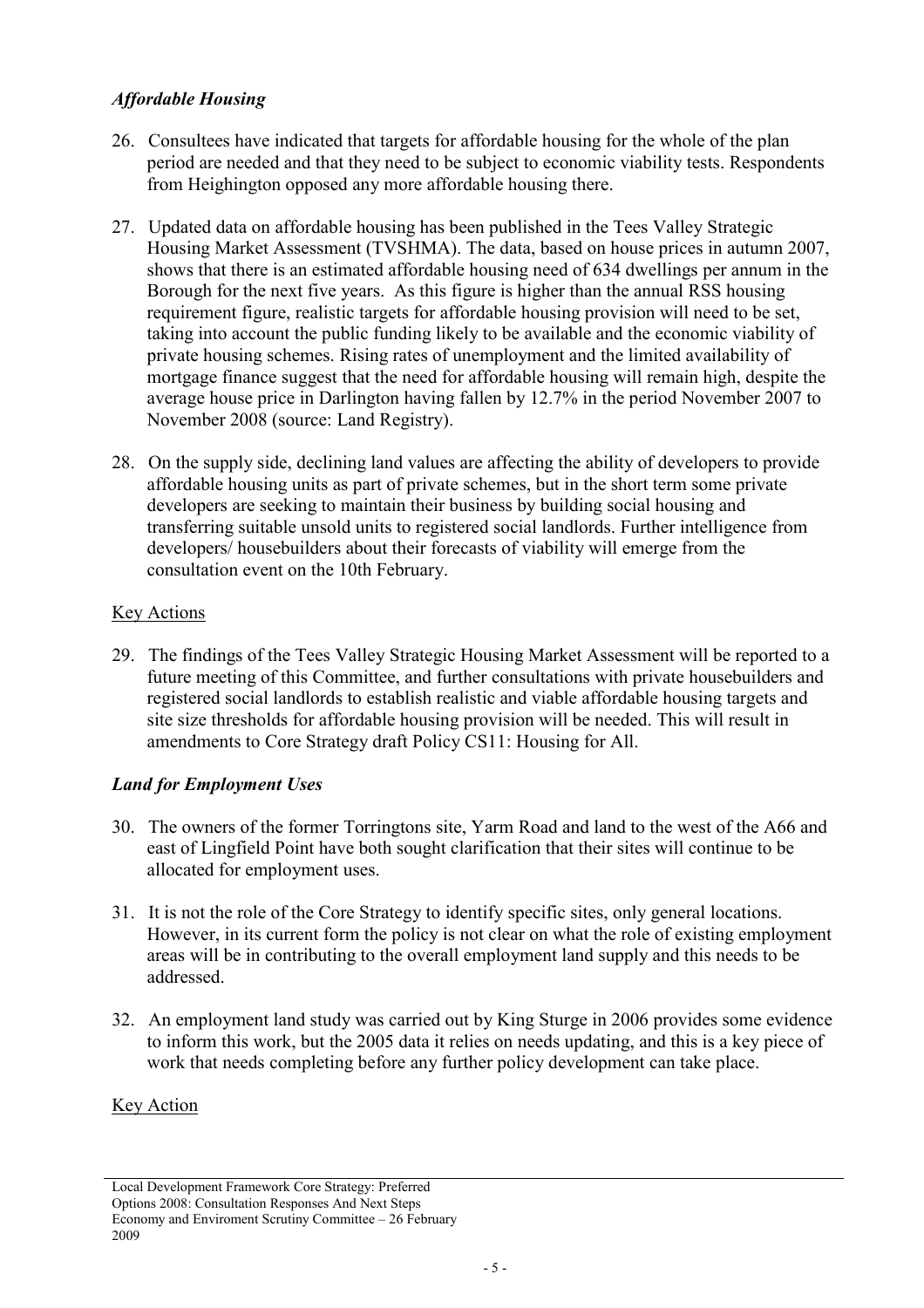### *Affordable Housing*

26. Consultees have indicated that targets for affordable housing for the whole of the plan period are needed and that they need to be subject to economic viability tests. Respondents from Heighington opposed any more affordable housing there.

27. Updated data on affordable housing has been published in the Tees Valley Strategic Housing Market Assessment (TVSHMA). The data, based on house prices in autumn 2007, shows that there is an estimated affordable housing need of 634 dwellings per annum in the Borough for the next five years. As this figure is higher than the annual RSS housing requirement figure, realistic targets for affordable housing provision will need to be set, taking into account the public funding likely to be available and the economic viability of private housing schemes. Rising rates of unemployment and the limited availability of mortgage finance suggest that the need for affordable housing will remain high, despite the average house price in Darlington having fallen by 12.7% in the period November 2007 to November 2008 (source: Land Registry).

28. On the supply side, declining land values are affecting the ability of developers to provide affordable housing units as part of private schemes, but in the short term some private developers are seeking to maintain their business by building social housing and transferring suitable unsold units to registered social landlords. Further intelligence from developers/ housebuilders about their forecasts of viability will emerge from the consultation event on the 10th February.

<u>Key Actions</u>

29. The findings of the Tees Valley Strategic Housing Market Assessment will be reported to a future meeting of this Committee, and further consultations with private housebuilders and registered social landlords to establish realistic and viable affordable housing targets and site size thresholds for affordable housing provision will be needed. This will result in amendments to Core Strategy draft Policy CS11: Housing for All.

### *Land for Employment Uses*

30. The owners of the former Torringtons site, Yarm Road and land to the west of the A66 and east of Lingfield Point have both sought clarification that their sites will continue to be allocated for employment uses.

31. It is not the role of the Core Strategy to identify specific sites, only general locations. However, in its current form the policy is not clear on what the role of existing employment areas will be in contributing to the overall employment land supply and this needs to be addressed.

32. An employment land study was carried out by King Sturge in 2006 provides some evidence to inform this work, but the 2005 data it relies on needs updating, and this is a key piece of work that needs completing before any further policy development can take place.

<u>Key Action</u>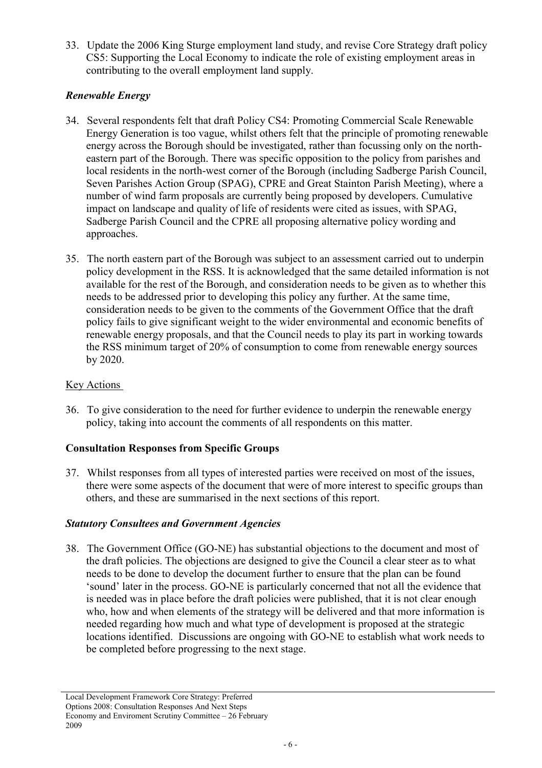33. Update the 2006 King Sturge employment land study, and revise Core Strategy draft policy CS5: Supporting the Local Economy to indicate the role of existing employment areas in contributing to the overall employment land supply.

### *Renewable Energy*

34. Several respondents felt that draft Policy CS4: Promoting Commercial Scale Renewable Energy Generation is too vague, whilst others felt that the principle of promoting renewable energy across the Borough should be investigated, rather than focussing only on the north-eastern part of the Borough. There was specific opposition to the policy from parishes and local residents in the north-west corner of the Borough (including Sadberge Parish Council, Seven Parishes Action Group (SPAG), CPRE and Great Stainton Parish Meeting), where a number of wind farm proposals are currently being proposed by developers. Cumulative impact on landscape and quality of life of residents were cited as issues, with SPAG, Sadberge Parish Council and the CPRE all proposing alternative policy wording and approaches.

35. The north eastern part of the Borough was subject to an assessment carried out to underpin policy development in the RSS. It is acknowledged that the same detailed information is not available for the rest of the Borough, and consideration needs to be given as to whether this needs to be addressed prior to developing this policy any further. At the same time, consideration needs to be given to the comments of the Government Office that the draft policy fails to give significant weight to the wider environmental and economic benefits of renewable energy proposals, and that the Council needs to play its part in working towards the RSS minimum target of 20% of consumption to come from renewable energy sources by 2020.

Key Actions

36. To give consideration to the need for further evidence to underpin the renewable energy policy, taking into account the comments of all respondents on this matter.

### **Consultation Responses from Specific Groups**

37. Whilst responses from all types of interested parties were received on most of the issues, there were some aspects of the document that were of more interest to specific groups than others, and these are summarised in the next sections of this report.

### *Statutory Consultees and Government Agencies*

38. The Government Office (GO-NE) has substantial objections to the document and most of the draft policies. The objections are designed to give the Council a clear steer as to what needs to be done to develop the document further to ensure that the plan can be found 'sound' later in the process. GO-NE is particularly concerned that not all the evidence that is needed was in place before the draft policies were published, that it is not clear enough who, how and when elements of the strategy will be delivered and that more information is needed regarding how much and what type of development is proposed at the strategic locations identified. Discussions are ongoing with GO-NE to establish what work needs to be completed before progressing to the next stage.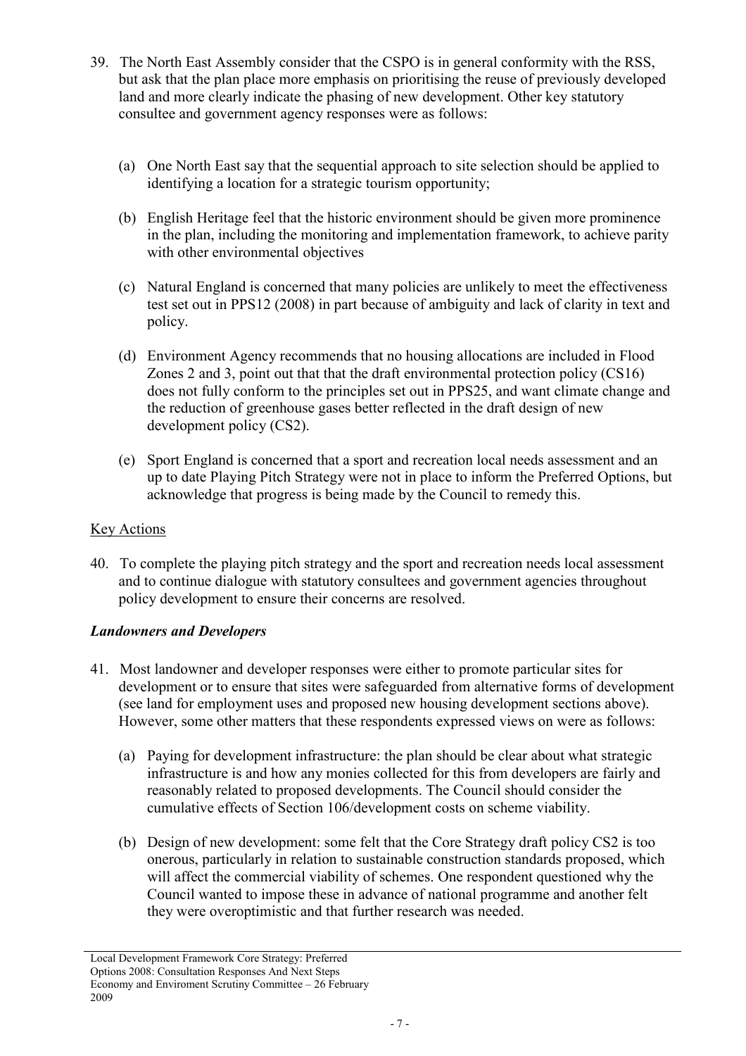39. The North East Assembly consider that the CSPO is in general conformity with the RSS, but ask that the plan place more emphasis on prioritising the reuse of previously developed land and more clearly indicate the phasing of new development. Other key statutory consultee and government agency responses were as follows:

    (a) One North East say that the sequential approach to site selection should be applied to identifying a location for a strategic tourism opportunity;

    (b) English Heritage feel that the historic environment should be given more prominence in the plan, including the monitoring and implementation framework, to achieve parity with other environmental objectives

    (c) Natural England is concerned that many policies are unlikely to meet the effectiveness test set out in PPS12 (2008) in part because of ambiguity and lack of clarity in text and policy.

    (d) Environment Agency recommends that no housing allocations are included in Flood Zones 2 and 3, point out that that the draft environmental protection policy (CS16) does not fully conform to the principles set out in PPS25, and want climate change and the reduction of greenhouse gases better reflected in the draft design of new development policy (CS2).

    (e) Sport England is concerned that a sport and recreation local needs assessment and an up to date Playing Pitch Strategy were not in place to inform the Preferred Options, but acknowledge that progress is being made by the Council to remedy this.

Key Actions

40. To complete the playing pitch strategy and the sport and recreation needs local assessment and to continue dialogue with statutory consultees and government agencies throughout policy development to ensure their concerns are resolved.

***Landowners and Developers***

41. Most landowner and developer responses were either to promote particular sites for development or to ensure that sites were safeguarded from alternative forms of development (see land for employment uses and proposed new housing development sections above). However, some other matters that these respondents expressed views on were as follows:

    (a) Paying for development infrastructure: the plan should be clear about what strategic infrastructure is and how any monies collected for this from developers are fairly and reasonably related to proposed developments. The Council should consider the cumulative effects of Section 106/development costs on scheme viability.

    (b) Design of new development: some felt that the Core Strategy draft policy CS2 is too onerous, particularly in relation to sustainable construction standards proposed, which will affect the commercial viability of schemes. One respondent questioned why the Council wanted to impose these in advance of national programme and another felt they were overoptimistic and that further research was needed.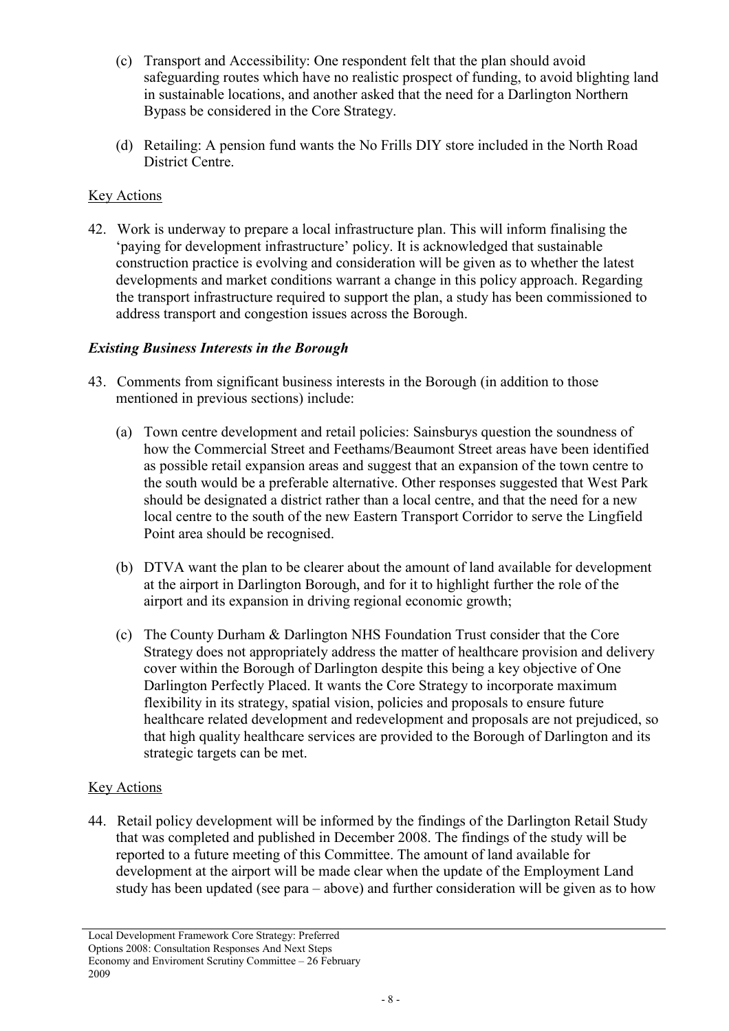(c) Transport and Accessibility: One respondent felt that the plan should avoid safeguarding routes which have no realistic prospect of funding, to avoid blighting land in sustainable locations, and another asked that the need for a Darlington Northern Bypass be considered in the Core Strategy.

(d) Retailing: A pension fund wants the No Frills DIY store included in the North Road District Centre.

Key Actions

42. Work is underway to prepare a local infrastructure plan. This will inform finalising the 'paying for development infrastructure' policy. It is acknowledged that sustainable construction practice is evolving and consideration will be given as to whether the latest developments and market conditions warrant a change in this policy approach. Regarding the transport infrastructure required to support the plan, a study has been commissioned to address transport and congestion issues across the Borough.

***Existing Business Interests in the Borough***

43. Comments from significant business interests in the Borough (in addition to those mentioned in previous sections) include:

(a) Town centre development and retail policies: Sainsburys question the soundness of how the Commercial Street and Feethams/Beaumont Street areas have been identified as possible retail expansion areas and suggest that an expansion of the town centre to the south would be a preferable alternative. Other responses suggested that West Park should be designated a district rather than a local centre, and that the need for a new local centre to the south of the new Eastern Transport Corridor to serve the Lingfield Point area should be recognised.

(b) DTVA want the plan to be clearer about the amount of land available for development at the airport in Darlington Borough, and for it to highlight further the role of the airport and its expansion in driving regional economic growth;

(c) The County Durham & Darlington NHS Foundation Trust consider that the Core Strategy does not appropriately address the matter of healthcare provision and delivery cover within the Borough of Darlington despite this being a key objective of One Darlington Perfectly Placed. It wants the Core Strategy to incorporate maximum flexibility in its strategy, spatial vision, policies and proposals to ensure future healthcare related development and redevelopment and proposals are not prejudiced, so that high quality healthcare services are provided to the Borough of Darlington and its strategic targets can be met.

Key Actions

44. Retail policy development will be informed by the findings of the Darlington Retail Study that was completed and published in December 2008. The findings of the study will be reported to a future meeting of this Committee. The amount of land available for development at the airport will be made clear when the update of the Employment Land study has been updated (see para – above) and further consideration will be given as to how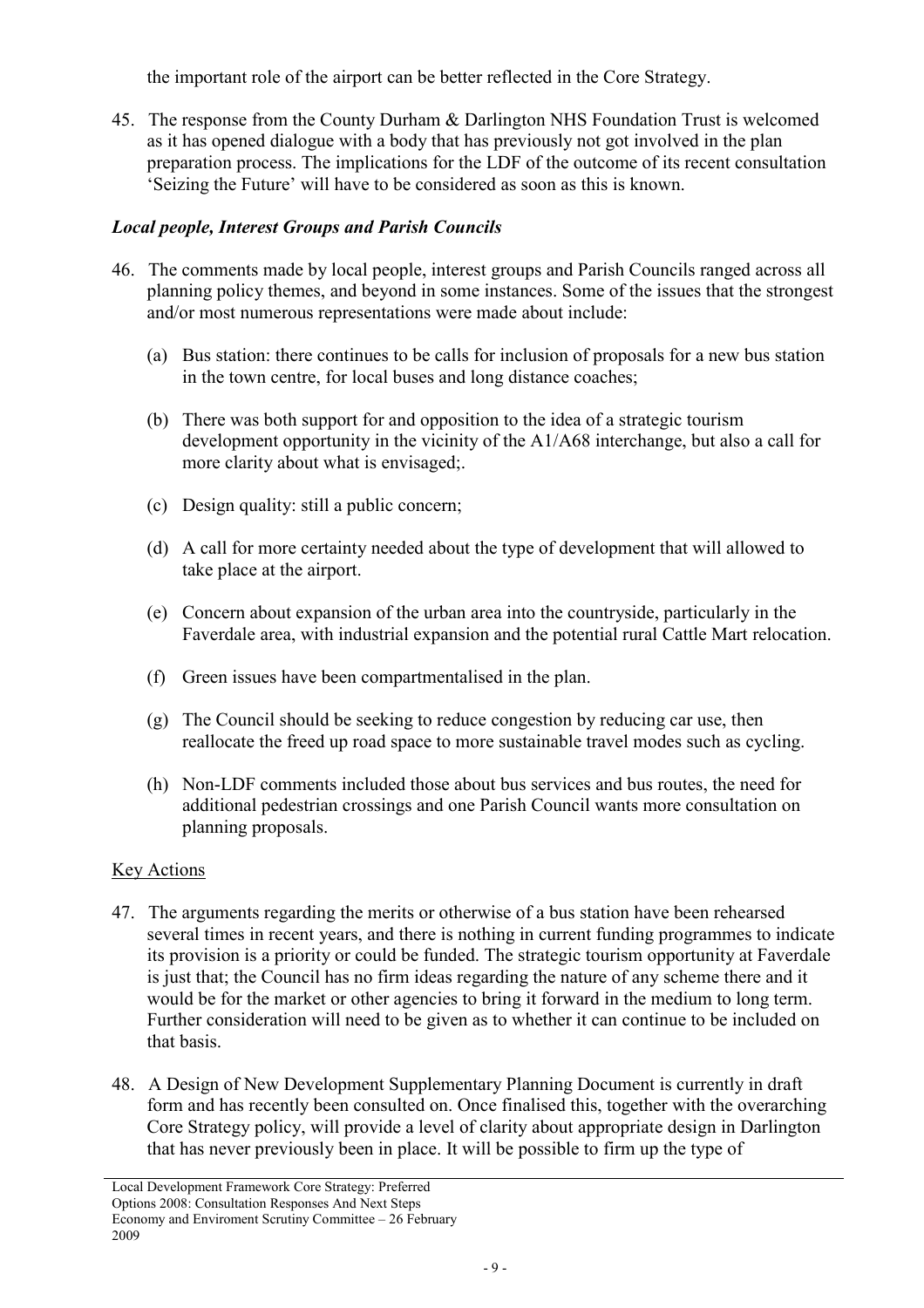the important role of the airport can be better reflected in the Core Strategy.

45. The response from the County Durham & Darlington NHS Foundation Trust is welcomed as it has opened dialogue with a body that has previously not got involved in the plan preparation process. The implications for the LDF of the outcome of its recent consultation 'Seizing the Future' will have to be considered as soon as this is known.

### *Local people, Interest Groups and Parish Councils*

46. The comments made by local people, interest groups and Parish Councils ranged across all planning policy themes, and beyond in some instances. Some of the issues that the strongest and/or most numerous representations were made about include:

    (a) Bus station: there continues to be calls for inclusion of proposals for a new bus station in the town centre, for local buses and long distance coaches;

    (b) There was both support for and opposition to the idea of a strategic tourism development opportunity in the vicinity of the A1/A68 interchange, but also a call for more clarity about what is envisaged;.

    (c) Design quality: still a public concern;

    (d) A call for more certainty needed about the type of development that will allowed to take place at the airport.

    (e) Concern about expansion of the urban area into the countryside, particularly in the Faverdale area, with industrial expansion and the potential rural Cattle Mart relocation.

    (f) Green issues have been compartmentalised in the plan.

    (g) The Council should be seeking to reduce congestion by reducing car use, then reallocate the freed up road space to more sustainable travel modes such as cycling.

    (h) Non-LDF comments included those about bus services and bus routes, the need for additional pedestrian crossings and one Parish Council wants more consultation on planning proposals.

Key Actions

47. The arguments regarding the merits or otherwise of a bus station have been rehearsed several times in recent years, and there is nothing in current funding programmes to indicate its provision is a priority or could be funded. The strategic tourism opportunity at Faverdale is just that; the Council has no firm ideas regarding the nature of any scheme there and it would be for the market or other agencies to bring it forward in the medium to long term. Further consideration will need to be given as to whether it can continue to be included on that basis.

48. A Design of New Development Supplementary Planning Document is currently in draft form and has recently been consulted on. Once finalised this, together with the overarching Core Strategy policy, will provide a level of clarity about appropriate design in Darlington that has never previously been in place. It will be possible to firm up the type of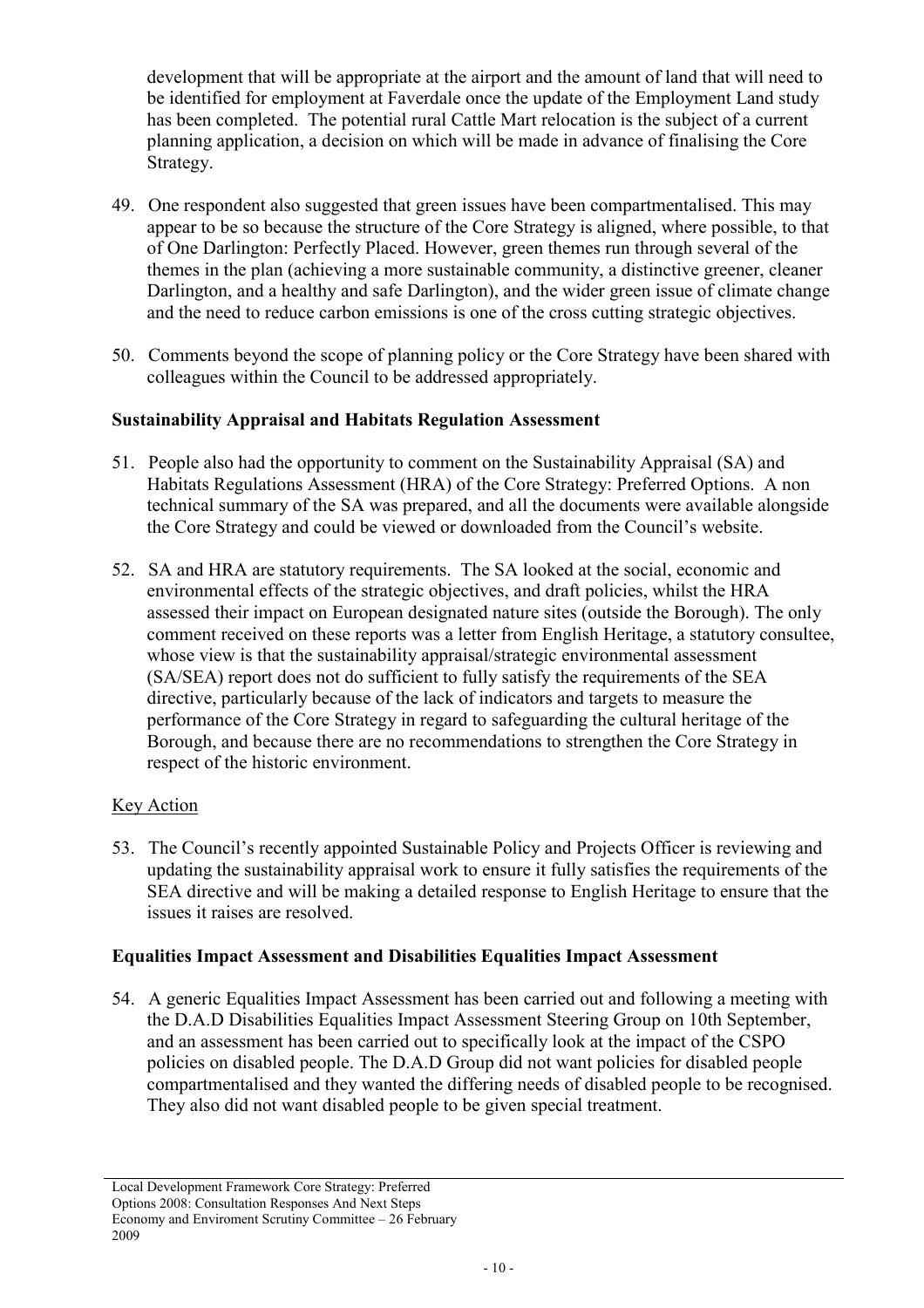development that will be appropriate at the airport and the amount of land that will need to be identified for employment at Faverdale once the update of the Employment Land study has been completed. The potential rural Cattle Mart relocation is the subject of a current planning application, a decision on which will be made in advance of finalising the Core Strategy.

49. One respondent also suggested that green issues have been compartmentalised. This may appear to be so because the structure of the Core Strategy is aligned, where possible, to that of One Darlington: Perfectly Placed. However, green themes run through several of the themes in the plan (achieving a more sustainable community, a distinctive greener, cleaner Darlington, and a healthy and safe Darlington), and the wider green issue of climate change and the need to reduce carbon emissions is one of the cross cutting strategic objectives.

50. Comments beyond the scope of planning policy or the Core Strategy have been shared with colleagues within the Council to be addressed appropriately.

**Sustainability Appraisal and Habitats Regulation Assessment**

51. People also had the opportunity to comment on the Sustainability Appraisal (SA) and Habitats Regulations Assessment (HRA) of the Core Strategy: Preferred Options. A non technical summary of the SA was prepared, and all the documents were available alongside the Core Strategy and could be viewed or downloaded from the Council's website.

52. SA and HRA are statutory requirements. The SA looked at the social, economic and environmental effects of the strategic objectives, and draft policies, whilst the HRA assessed their impact on European designated nature sites (outside the Borough). The only comment received on these reports was a letter from English Heritage, a statutory consultee, whose view is that the sustainability appraisal/strategic environmental assessment (SA/SEA) report does not do sufficient to fully satisfy the requirements of the SEA directive, particularly because of the lack of indicators and targets to measure the performance of the Core Strategy in regard to safeguarding the cultural heritage of the Borough, and because there are no recommendations to strengthen the Core Strategy in respect of the historic environment.

Key Action

53. The Council's recently appointed Sustainable Policy and Projects Officer is reviewing and updating the sustainability appraisal work to ensure it fully satisfies the requirements of the SEA directive and will be making a detailed response to English Heritage to ensure that the issues it raises are resolved.

**Equalities Impact Assessment and Disabilities Equalities Impact Assessment**

54. A generic Equalities Impact Assessment has been carried out and following a meeting with the D.A.D Disabilities Equalities Impact Assessment Steering Group on 10th September, and an assessment has been carried out to specifically look at the impact of the CSPO policies on disabled people. The D.A.D Group did not want policies for disabled people compartmentalised and they wanted the differing needs of disabled people to be recognised. They also did not want disabled people to be given special treatment.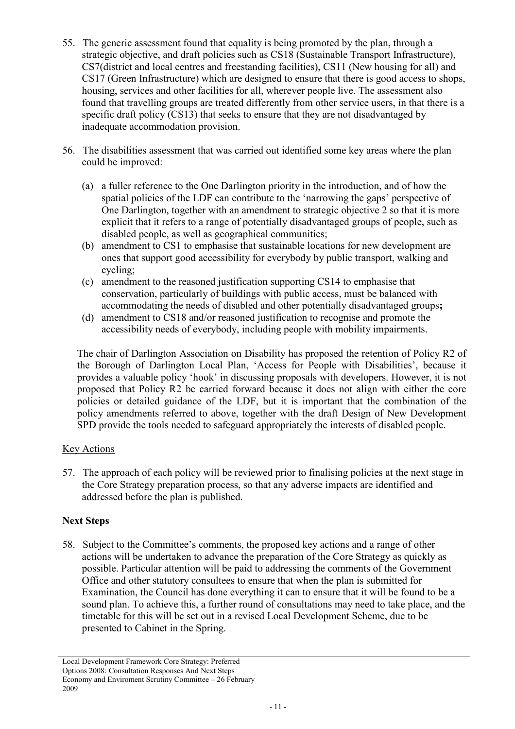55. The generic assessment found that equality is being promoted by the plan, through a strategic objective, and draft policies such as CS18 (Sustainable Transport Infrastructure), CS7(district and local centres and freestanding facilities), CS11 (New housing for all) and CS17 (Green Infrastructure) which are designed to ensure that there is good access to shops, housing, services and other facilities for all, wherever people live. The assessment also found that travelling groups are treated differently from other service users, in that there is a specific draft policy (CS13) that seeks to ensure that they are not disadvantaged by inadequate accommodation provision.

56. The disabilities assessment that was carried out identified some key areas where the plan could be improved:

    (a) a fuller reference to the One Darlington priority in the introduction, and of how the spatial policies of the LDF can contribute to the 'narrowing the gaps' perspective of One Darlington, together with an amendment to strategic objective 2 so that it is more explicit that it refers to a range of potentially disadvantaged groups of people, such as disabled people, as well as geographical communities;
    (b) amendment to CS1 to emphasise that sustainable locations for new development are ones that support good accessibility for everybody by public transport, walking and cycling;
    (c) amendment to the reasoned justification supporting CS14 to emphasise that conservation, particularly of buildings with public access, must be balanced with accommodating the needs of disabled and other potentially disadvantaged groups**;**
    (d) amendment to CS18 and/or reasoned justification to recognise and promote the accessibility needs of everybody, including people with mobility impairments.

    The chair of Darlington Association on Disability has proposed the retention of Policy R2 of the Borough of Darlington Local Plan, 'Access for People with Disabilities', because it provides a valuable policy 'hook' in discussing proposals with developers. However, it is not proposed that Policy R2 be carried forward because it does not align with either the core policies or detailed guidance of the LDF, but it is important that the combination of the policy amendments referred to above, together with the draft Design of New Development SPD provide the tools needed to safeguard appropriately the interests of disabled people.

<u>Key Actions</u>

57. The approach of each policy will be reviewed prior to finalising policies at the next stage in the Core Strategy preparation process, so that any adverse impacts are identified and addressed before the plan is published.

**Next Steps**

58. Subject to the Committee's comments, the proposed key actions and a range of other actions will be undertaken to advance the preparation of the Core Strategy as quickly as possible. Particular attention will be paid to addressing the comments of the Government Office and other statutory consultees to ensure that when the plan is submitted for Examination, the Council has done everything it can to ensure that it will be found to be a sound plan. To achieve this, a further round of consultations may need to take place, and the timetable for this will be set out in a revised Local Development Scheme, due to be presented to Cabinet in the Spring.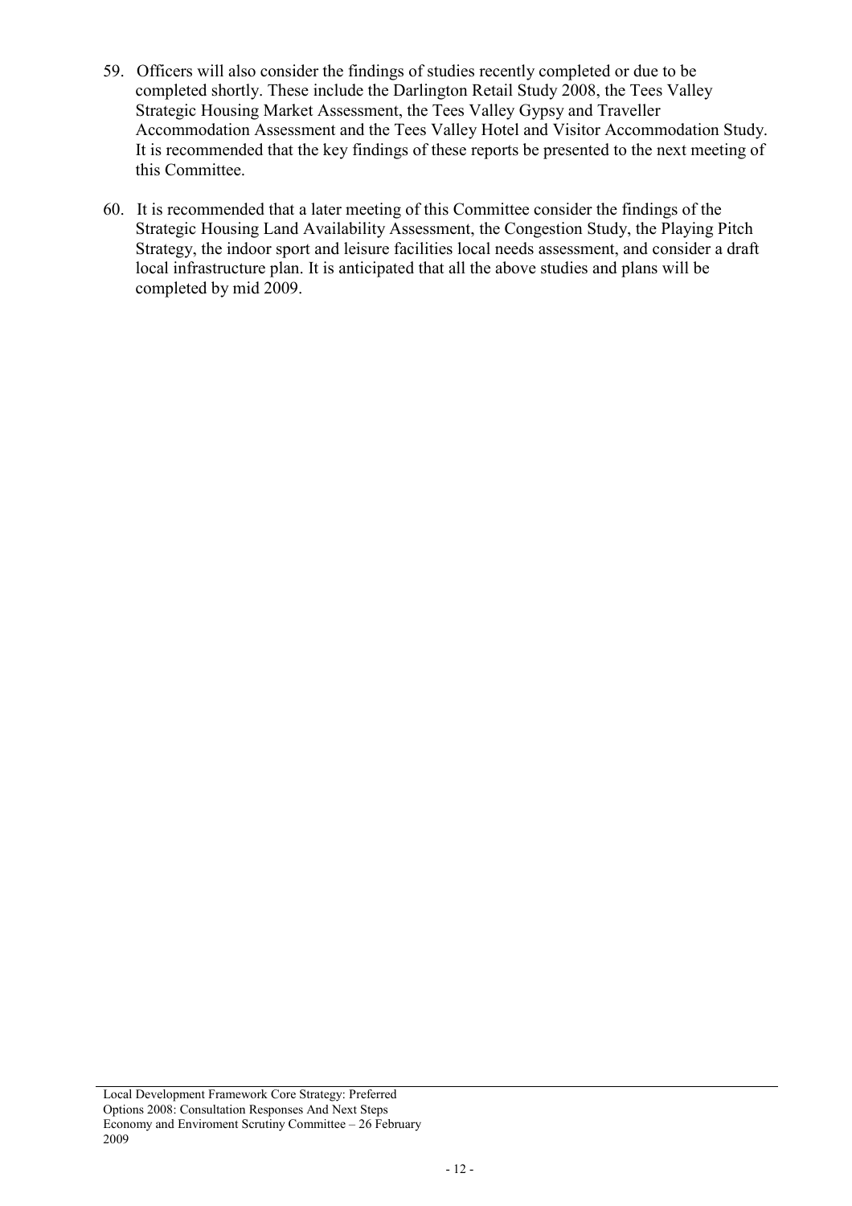59. Officers will also consider the findings of studies recently completed or due to be completed shortly. These include the Darlington Retail Study 2008, the Tees Valley Strategic Housing Market Assessment, the Tees Valley Gypsy and Traveller Accommodation Assessment and the Tees Valley Hotel and Visitor Accommodation Study. It is recommended that the key findings of these reports be presented to the next meeting of this Committee.

60. It is recommended that a later meeting of this Committee consider the findings of the Strategic Housing Land Availability Assessment, the Congestion Study, the Playing Pitch Strategy, the indoor sport and leisure facilities local needs assessment, and consider a draft local infrastructure plan. It is anticipated that all the above studies and plans will be completed by mid 2009.